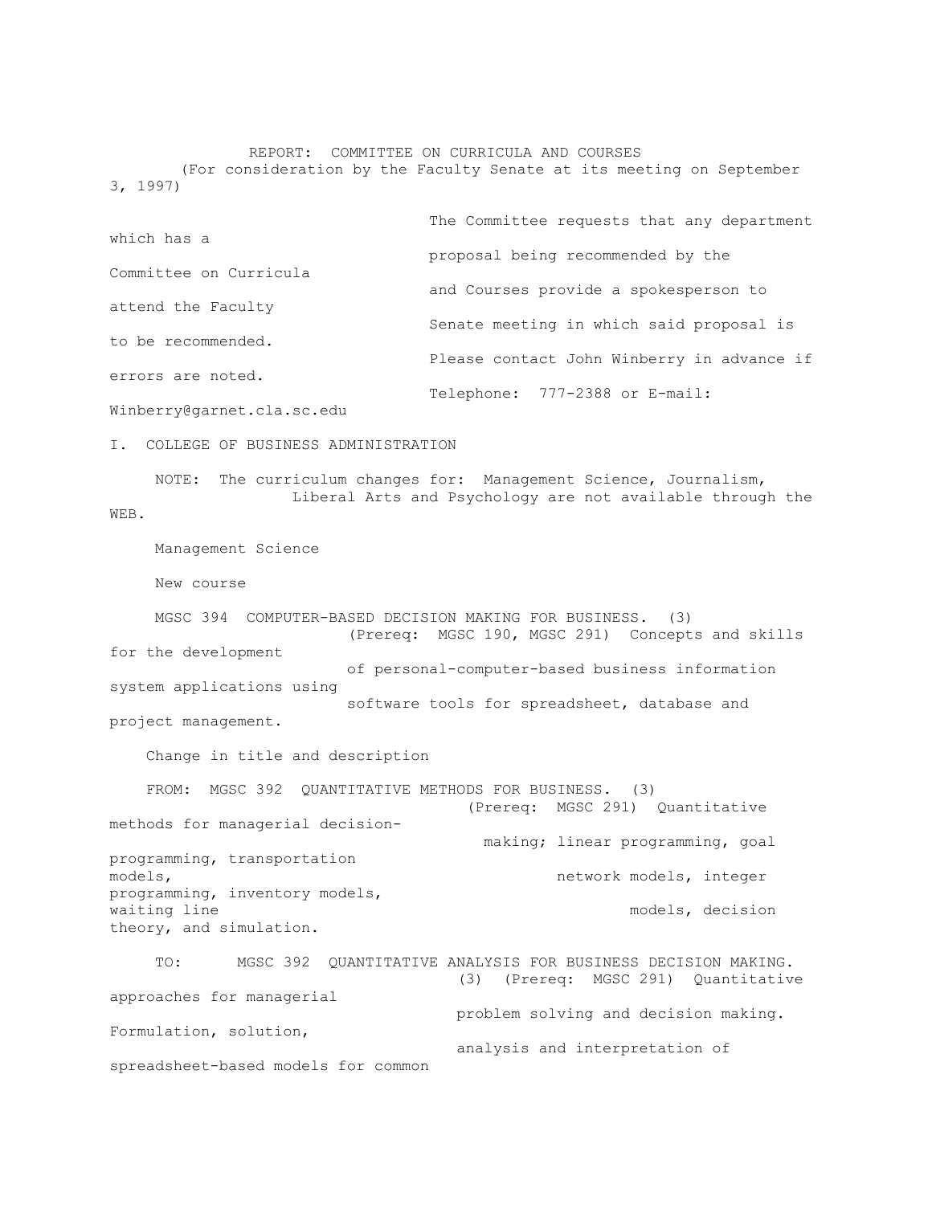REPORT: COMMITTEE ON CURRICULA AND COURSES
(For consideration by the Faculty Senate at its meeting on September 3, 1997)

The Committee requests that any department which has a proposal being recommended by the Committee on Curricula and Courses provide a spokesperson to attend the Faculty Senate meeting in which said proposal is to be recommended.
Please contact John Winberry in advance if errors are noted.
Telephone: 777-2388 or E-mail: Winberry@garnet.cla.sc.edu

I. COLLEGE OF BUSINESS ADMINISTRATION

NOTE: The curriculum changes for: Management Science, Journalism, Liberal Arts and Psychology are not available through the WEB.

Management Science

New course

MGSC 394 COMPUTER-BASED DECISION MAKING FOR BUSINESS. (3) (Prereq: MGSC 190, MGSC 291) Concepts and skills for the development of personal-computer-based business information system applications using software tools for spreadsheet, database and project management.

Change in title and description

FROM: MGSC 392 QUANTITATIVE METHODS FOR BUSINESS. (3) (Prereq: MGSC 291) Quantitative methods for managerial decision-making; linear programming, goal programming, transportation models, network models, integer programming, inventory models, waiting line models, decision theory, and simulation.

TO: MGSC 392 QUANTITATIVE ANALYSIS FOR BUSINESS DECISION MAKING. (3) (Prereq: MGSC 291) Quantitative approaches for managerial problem solving and decision making. Formulation, solution, analysis and interpretation of spreadsheet-based models for common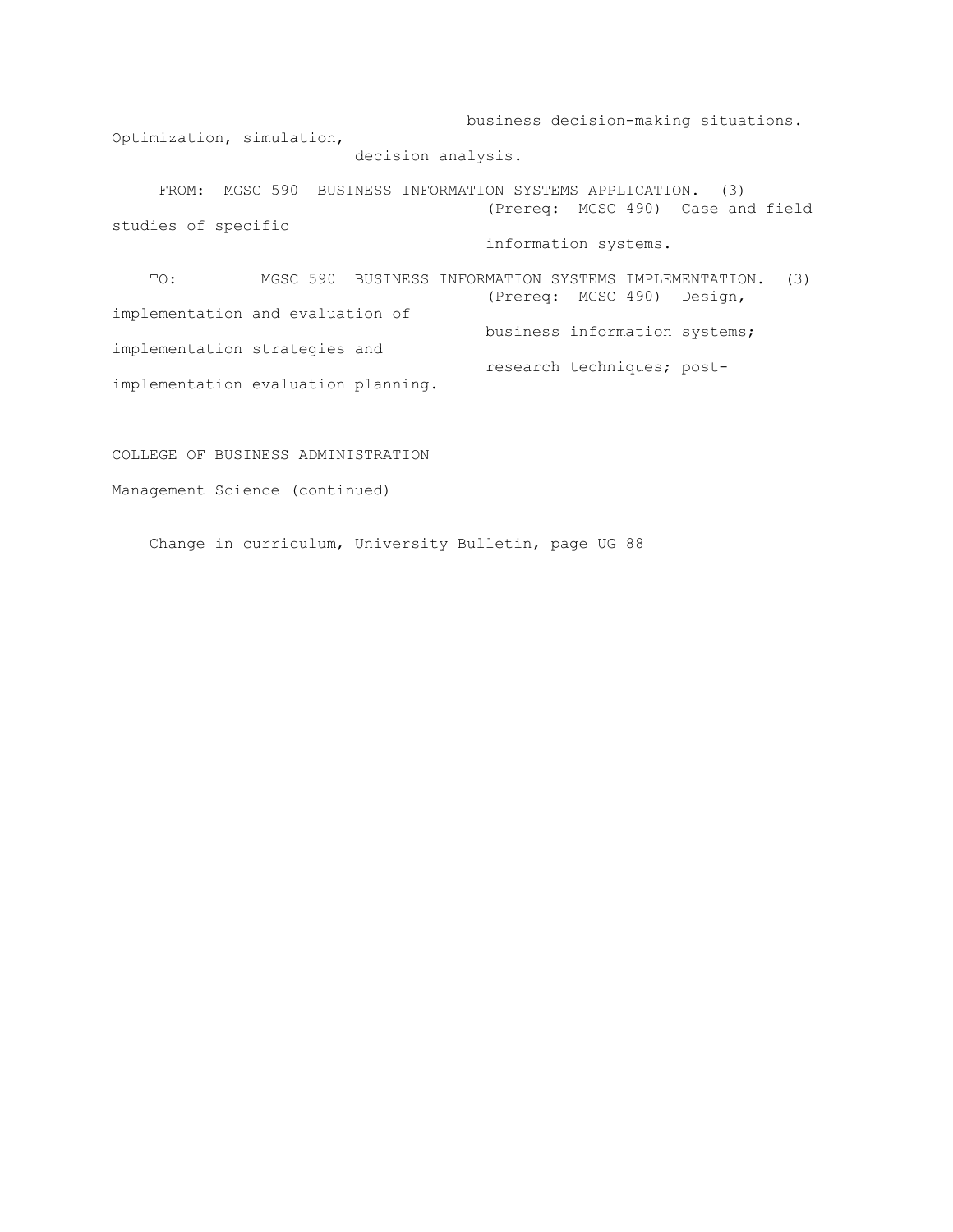business decision-making situations. Optimization, simulation, decision analysis.

FROM: MGSC 590 BUSINESS INFORMATION SYSTEMS APPLICATION. (3) (Prereq: MGSC 490) Case and field studies of specific information systems.

TO: MGSC 590 BUSINESS INFORMATION SYSTEMS IMPLEMENTATION. (3) (Prereq: MGSC 490) Design, implementation and evaluation of business information systems; implementation strategies and research techniques; post-implementation evaluation planning.

COLLEGE OF BUSINESS ADMINISTRATION

Management Science (continued)

Change in curriculum, University Bulletin, page UG 88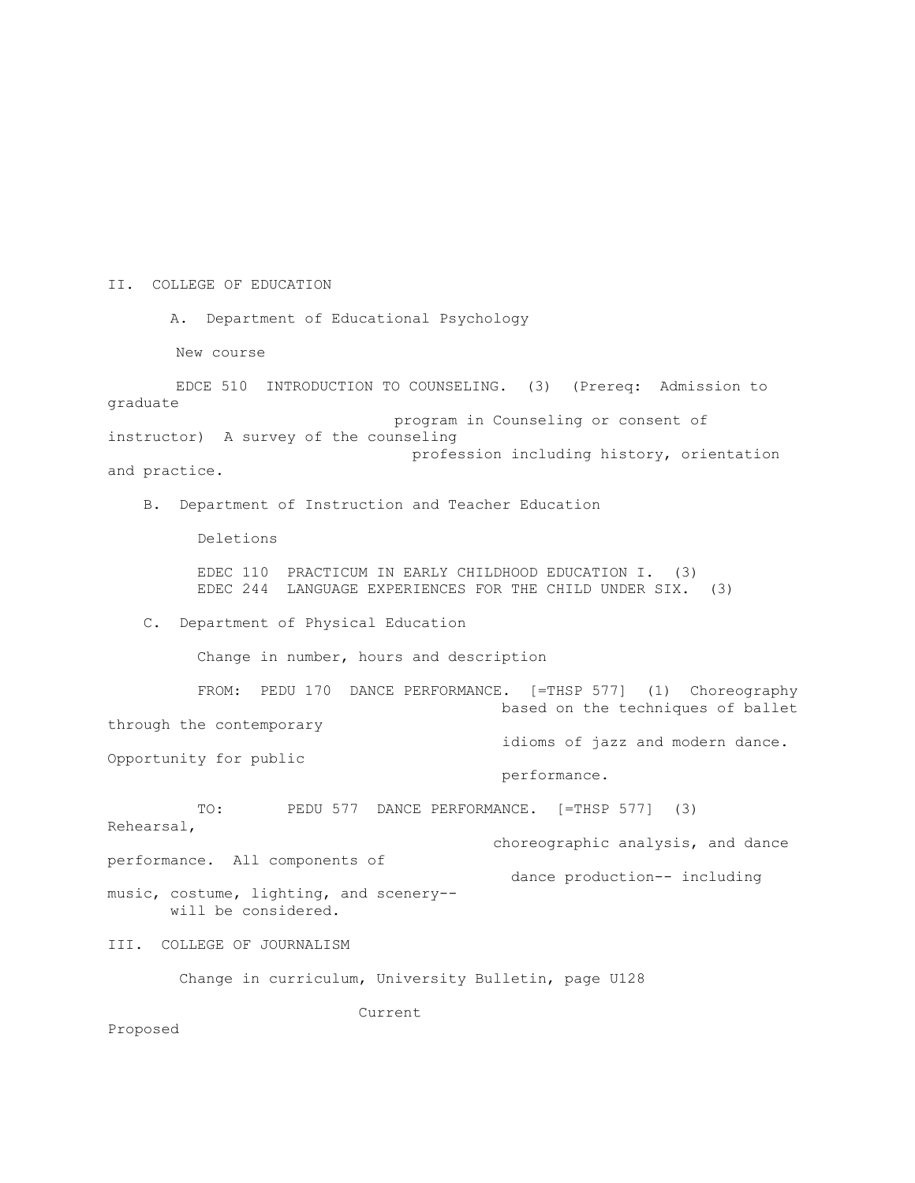## II. COLLEGE OF EDUCATION

### A. Department of Educational Psychology

New course

EDCE 510 INTRODUCTION TO COUNSELING. (3) (Prereq: Admission to graduate program in Counseling or consent of instructor) A survey of the counseling profession including history, orientation and practice.

### B. Department of Instruction and Teacher Education

Deletions

EDEC 110 PRACTICUM IN EARLY CHILDHOOD EDUCATION I. (3)
EDEC 244 LANGUAGE EXPERIENCES FOR THE CHILD UNDER SIX. (3)

### C. Department of Physical Education

Change in number, hours and description

FROM: PEDU 170 DANCE PERFORMANCE. [=THSP 577] (1) Choreography based on the techniques of ballet through the contemporary idioms of jazz and modern dance. Opportunity for public performance.

TO: PEDU 577 DANCE PERFORMANCE. [=THSP 577] (3) Rehearsal, choreographic analysis, and dance performance. All components of dance production-- including music, costume, lighting, and scenery-- will be considered.

## III. COLLEGE OF JOURNALISM

Change in curriculum, University Bulletin, page U128

Current

Proposed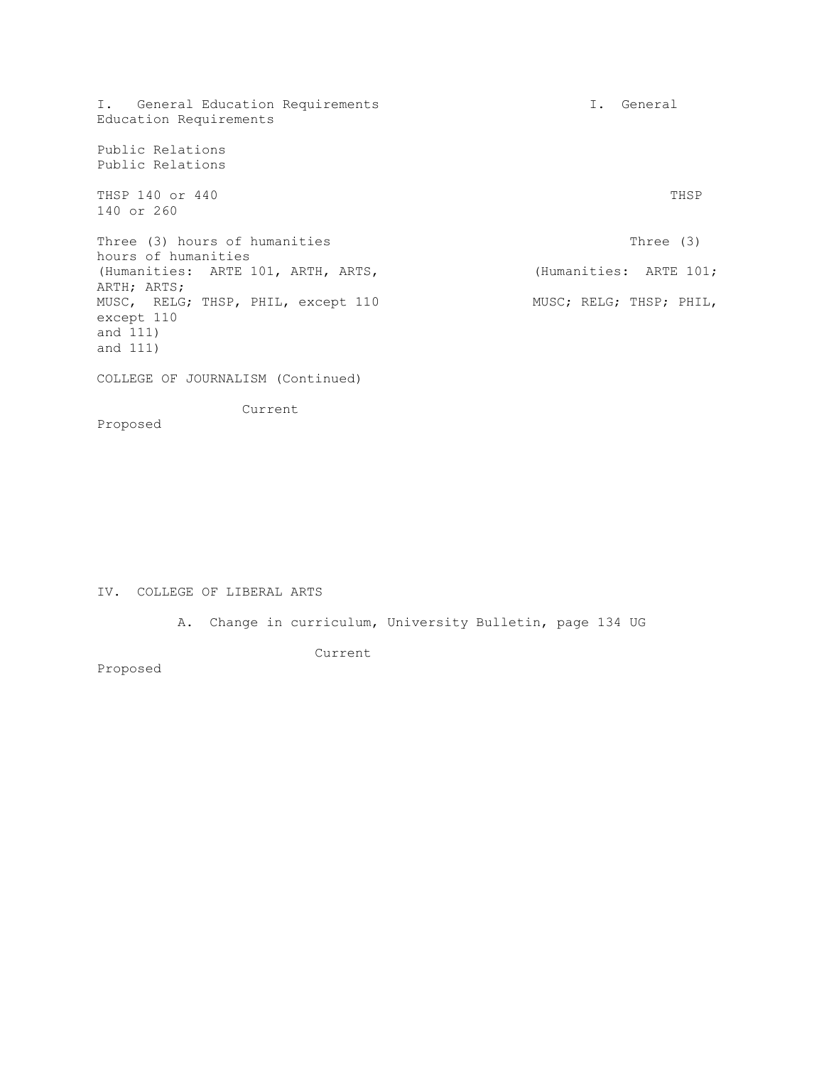| Current | Proposed |
| --- | --- |
| I. General Education Requirements | I. General Education Requirements |
| Public Relations | Public Relations |
| THSP 140 or 440 | THSP 140 or 260 |
| Three (3) hours of humanities (Humanities: ARTE 101, ARTH, ARTS, MUSC, RELG; THSP, PHIL, except 110 and 111) | Three (3) hours of humanities (Humanities: ARTE 101; ARTH; ARTS; MUSC; RELG; THSP; PHIL, except 110 and 111) |

COLLEGE OF JOURNALISM (Continued)

| Current | Proposed |
| --- | --- |
| | |

IV. COLLEGE OF LIBERAL ARTS

A. Change in curriculum, University Bulletin, page 134 UG

| Current | Proposed |
| --- | --- |
| | |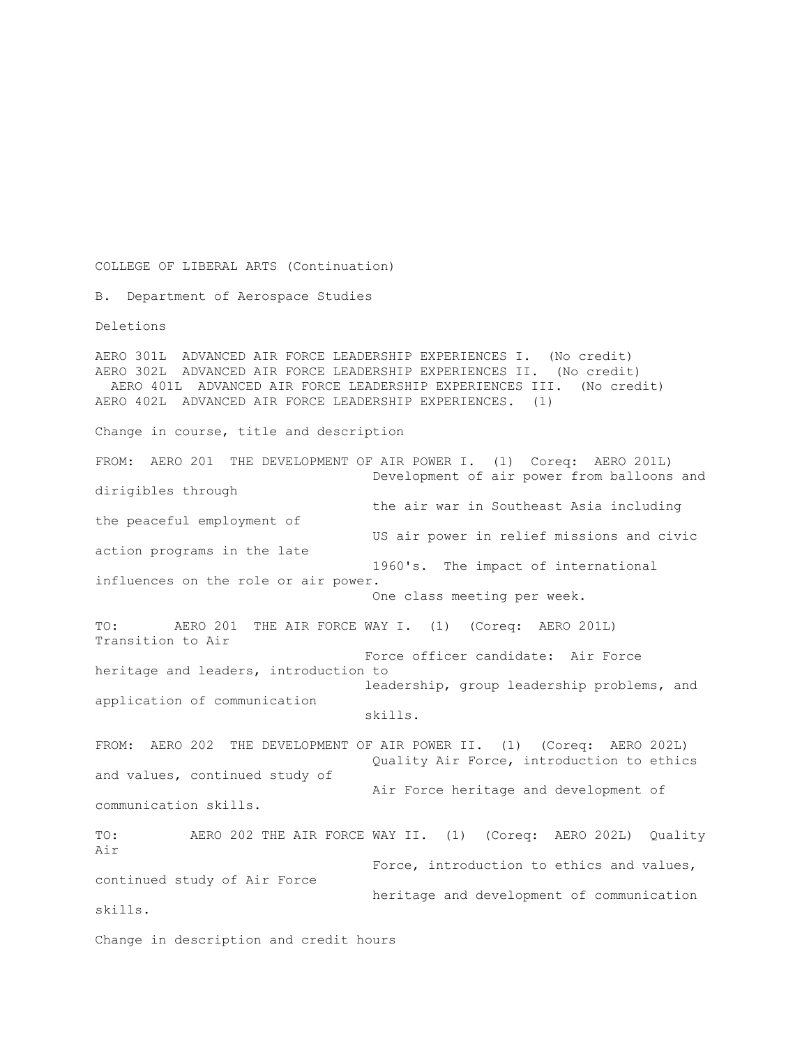COLLEGE OF LIBERAL ARTS (Continuation)

B. Department of Aerospace Studies

Deletions

AERO 301L ADVANCED AIR FORCE LEADERSHIP EXPERIENCES I. (No credit)
AERO 302L ADVANCED AIR FORCE LEADERSHIP EXPERIENCES II. (No credit)
AERO 401L ADVANCED AIR FORCE LEADERSHIP EXPERIENCES III. (No credit)
AERO 402L ADVANCED AIR FORCE LEADERSHIP EXPERIENCES. (1)

Change in course, title and description

FROM: AERO 201 THE DEVELOPMENT OF AIR POWER I. (1) Coreq: AERO 201L) Development of air power from balloons and dirigibles through the air war in Southeast Asia including the peaceful employment of US air power in relief missions and civic action programs in the late 1960's. The impact of international influences on the role or air power. One class meeting per week.

TO: AERO 201 THE AIR FORCE WAY I. (1) (Coreq: AERO 201L) Transition to Air Force officer candidate: Air Force heritage and leaders, introduction to leadership, group leadership problems, and application of communication skills.

FROM: AERO 202 THE DEVELOPMENT OF AIR POWER II. (1) (Coreq: AERO 202L) Quality Air Force, introduction to ethics and values, continued study of Air Force heritage and development of communication skills.

TO: AERO 202 THE AIR FORCE WAY II. (1) (Coreq: AERO 202L) Quality Air Force, introduction to ethics and values, continued study of Air Force heritage and development of communication skills.

Change in description and credit hours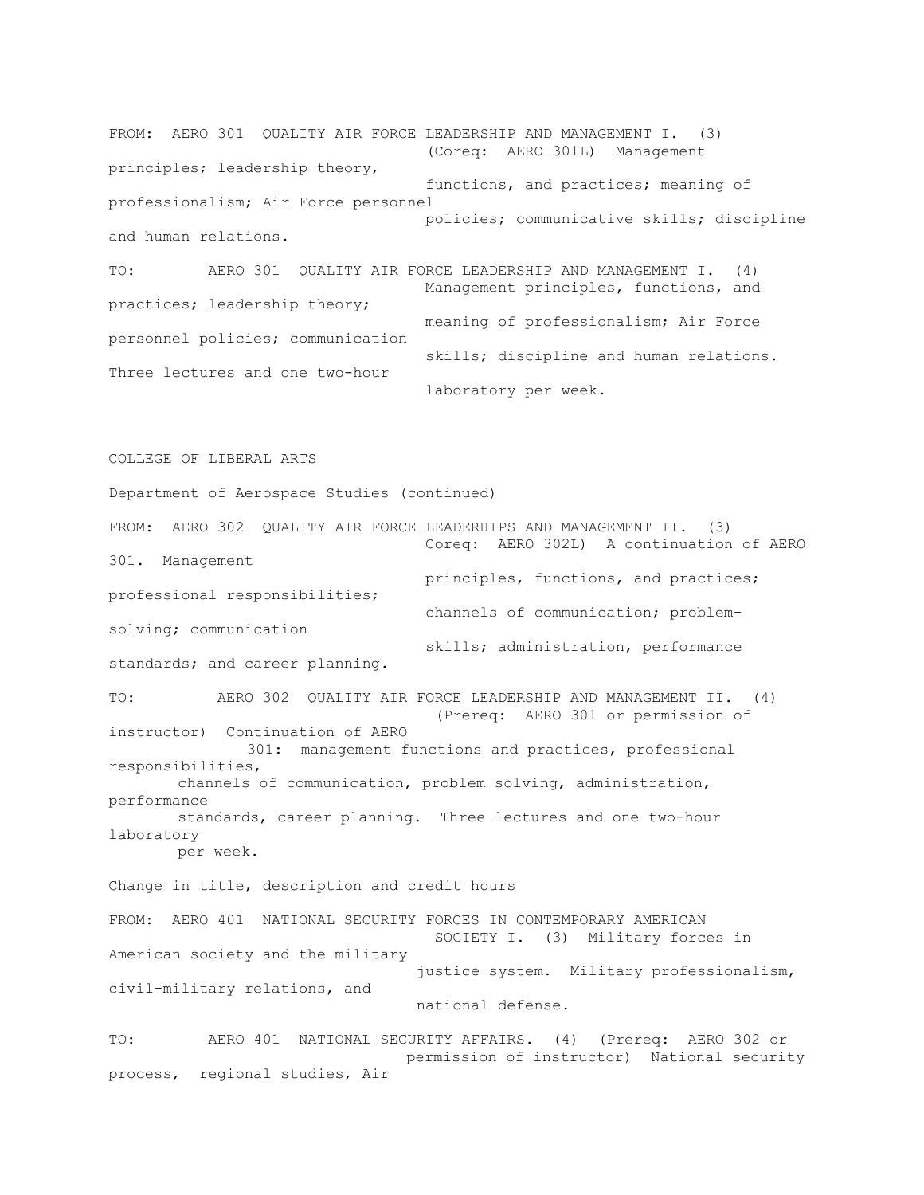FROM: AERO 301 QUALITY AIR FORCE LEADERSHIP AND MANAGEMENT I. (3) (Coreq: AERO 301L) Management principles; leadership theory, functions, and practices; meaning of professionalism; Air Force personnel policies; communicative skills; discipline and human relations.

TO: AERO 301 QUALITY AIR FORCE LEADERSHIP AND MANAGEMENT I. (4) Management principles, functions, and practices; leadership theory; meaning of professionalism; Air Force personnel policies; communication skills; discipline and human relations. Three lectures and one two-hour laboratory per week.

COLLEGE OF LIBERAL ARTS

Department of Aerospace Studies (continued)

FROM: AERO 302 QUALITY AIR FORCE LEADERHIPS AND MANAGEMENT II. (3) Coreq: AERO 302L) A continuation of AERO 301. Management principles, functions, and practices; professional responsibilities; channels of communication; problem-solving; communication skills; administration, performance standards; and career planning.

TO: AERO 302 QUALITY AIR FORCE LEADERSHIP AND MANAGEMENT II. (4) (Prereq: AERO 301 or permission of instructor) Continuation of AERO 301: management functions and practices, professional responsibilities, channels of communication, problem solving, administration, performance standards, career planning. Three lectures and one two-hour laboratory per week.

Change in title, description and credit hours

FROM: AERO 401 NATIONAL SECURITY FORCES IN CONTEMPORARY AMERICAN SOCIETY I. (3) Military forces in American society and the military justice system. Military professionalism, civil-military relations, and national defense.

TO: AERO 401 NATIONAL SECURITY AFFAIRS. (4) (Prereq: AERO 302 or permission of instructor) National security process, regional studies, Air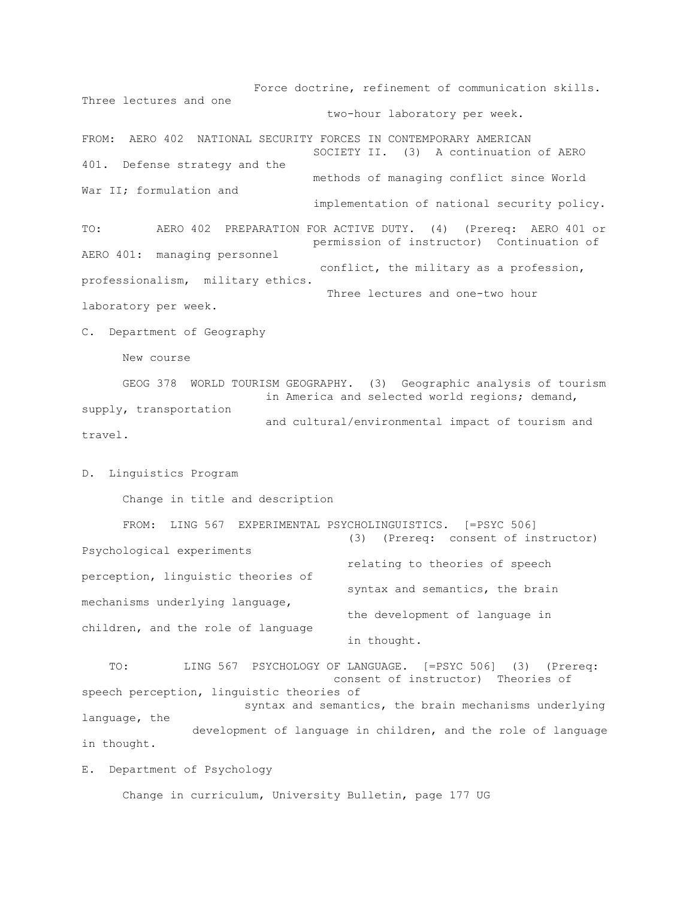Force doctrine, refinement of communication skills. Three lectures and one two-hour laboratory per week.

FROM: AERO 402 NATIONAL SECURITY FORCES IN CONTEMPORARY AMERICAN SOCIETY II. (3) A continuation of AERO 401. Defense strategy and the methods of managing conflict since World War II; formulation and implementation of national security policy.

TO: AERO 402 PREPARATION FOR ACTIVE DUTY. (4) (Prereq: AERO 401 or permission of instructor) Continuation of AERO 401: managing personnel conflict, the military as a profession, professionalism, military ethics. Three lectures and one-two hour laboratory per week.

C. Department of Geography

New course

GEOG 378 WORLD TOURISM GEOGRAPHY. (3) Geographic analysis of tourism in America and selected world regions; demand, supply, transportation and cultural/environmental impact of tourism and travel.

D. Linguistics Program

Change in title and description

FROM: LING 567 EXPERIMENTAL PSYCHOLINGUISTICS. [=PSYC 506] (3) (Prereq: consent of instructor) Psychological experiments relating to theories of speech perception, linguistic theories of syntax and semantics, the brain mechanisms underlying language, the development of language in children, and the role of language in thought.

TO: LING 567 PSYCHOLOGY OF LANGUAGE. [=PSYC 506] (3) (Prereq: consent of instructor) Theories of speech perception, linguistic theories of syntax and semantics, the brain mechanisms underlying language, the development of language in children, and the role of language in thought.

E. Department of Psychology

Change in curriculum, University Bulletin, page 177 UG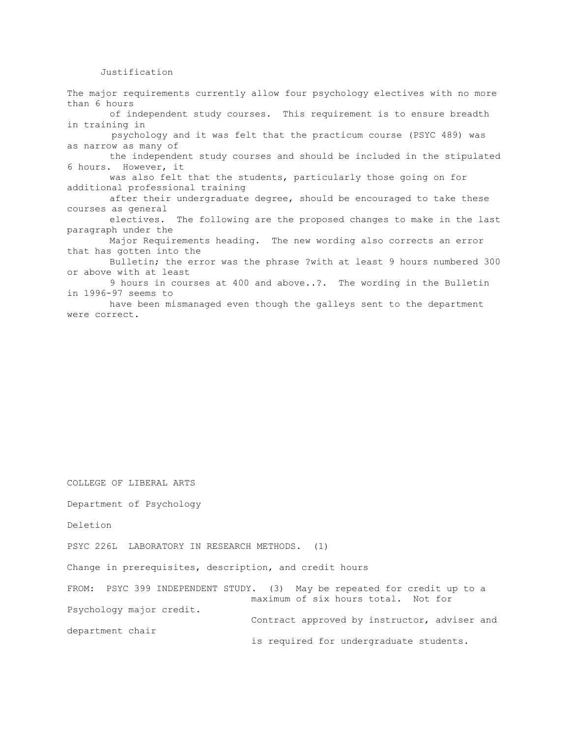Justification

The major requirements currently allow four psychology electives with no more than 6 hours of independent study courses. This requirement is to ensure breadth in training in psychology and it was felt that the practicum course (PSYC 489) was as narrow as many of the independent study courses and should be included in the stipulated 6 hours. However, it was also felt that the students, particularly those going on for additional professional training after their undergraduate degree, should be encouraged to take these courses as general electives. The following are the proposed changes to make in the last paragraph under the Major Requirements heading. The new wording also corrects an error that has gotten into the Bulletin; the error was the phrase ?with at least 9 hours numbered 300 or above with at least 9 hours in courses at 400 and above..?. The wording in the Bulletin in 1996-97 seems to have been mismanaged even though the galleys sent to the department were correct.

COLLEGE OF LIBERAL ARTS

Department of Psychology

Deletion

PSYC 226L LABORATORY IN RESEARCH METHODS. (1)

Change in prerequisites, description, and credit hours

FROM: PSYC 399 INDEPENDENT STUDY. (3) May be repeated for credit up to a maximum of six hours total. Not for Psychology major credit. Contract approved by instructor, adviser and department chair is required for undergraduate students.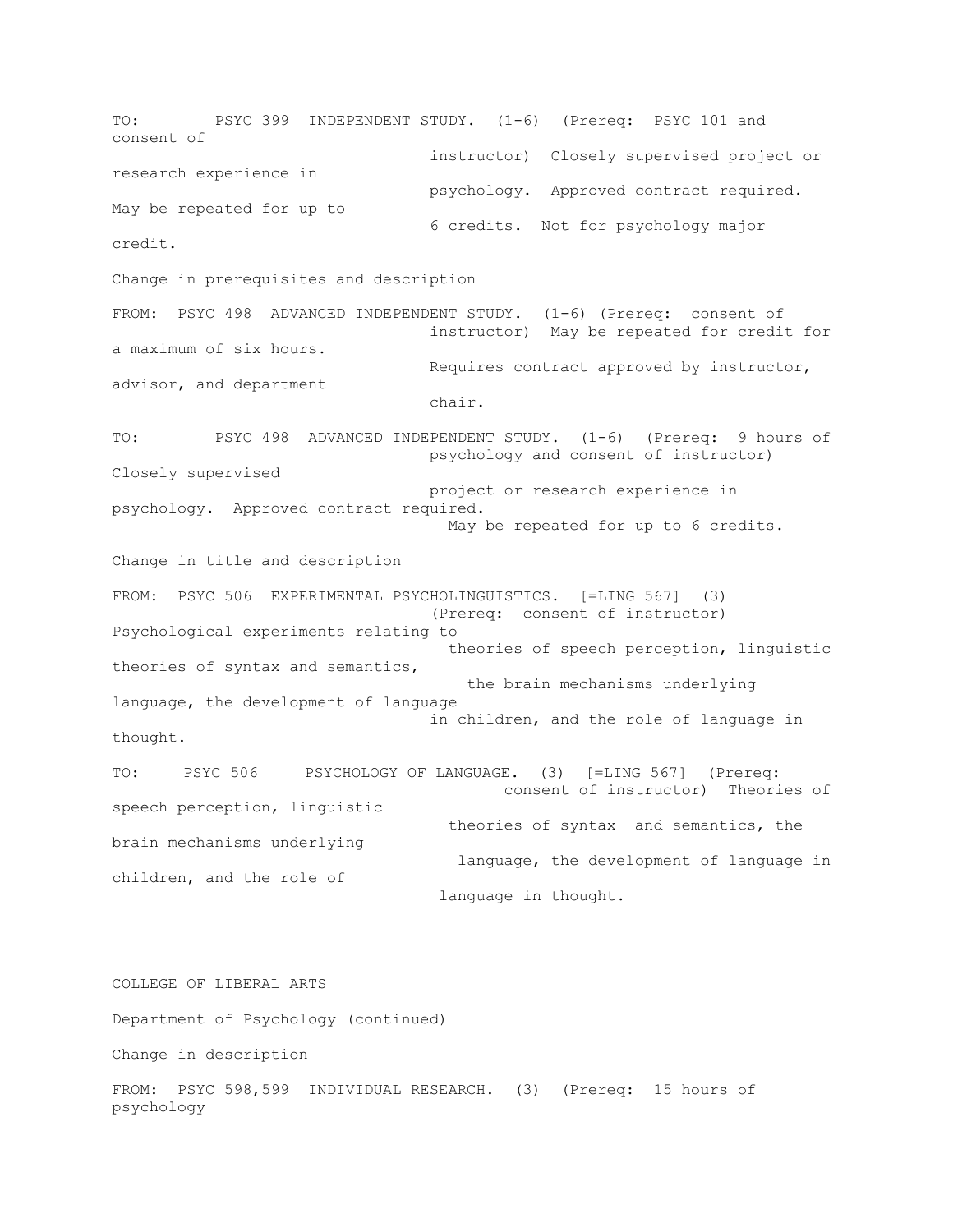TO: PSYC 399 INDEPENDENT STUDY. (1-6) (Prereq: PSYC 101 and consent of instructor) Closely supervised project or research experience in psychology. Approved contract required. May be repeated for up to 6 credits. Not for psychology major credit.

Change in prerequisites and description

FROM: PSYC 498 ADVANCED INDEPENDENT STUDY. (1-6) (Prereq: consent of instructor) May be repeated for credit for a maximum of six hours. Requires contract approved by instructor, advisor, and department chair.

TO: PSYC 498 ADVANCED INDEPENDENT STUDY. (1-6) (Prereq: 9 hours of psychology and consent of instructor) Closely supervised project or research experience in psychology. Approved contract required. May be repeated for up to 6 credits.

Change in title and description

FROM: PSYC 506 EXPERIMENTAL PSYCHOLINGUISTICS. [=LING 567] (3) (Prereq: consent of instructor) Psychological experiments relating to theories of speech perception, linguistic theories of syntax and semantics, the brain mechanisms underlying language, the development of language in children, and the role of language in thought.

TO: PSYC 506 PSYCHOLOGY OF LANGUAGE. (3) [=LING 567] (Prereq: consent of instructor) Theories of speech perception, linguistic theories of syntax and semantics, the brain mechanisms underlying language, the development of language in children, and the role of language in thought.

COLLEGE OF LIBERAL ARTS

Department of Psychology (continued)

Change in description

FROM: PSYC 598,599 INDIVIDUAL RESEARCH. (3) (Prereq: 15 hours of psychology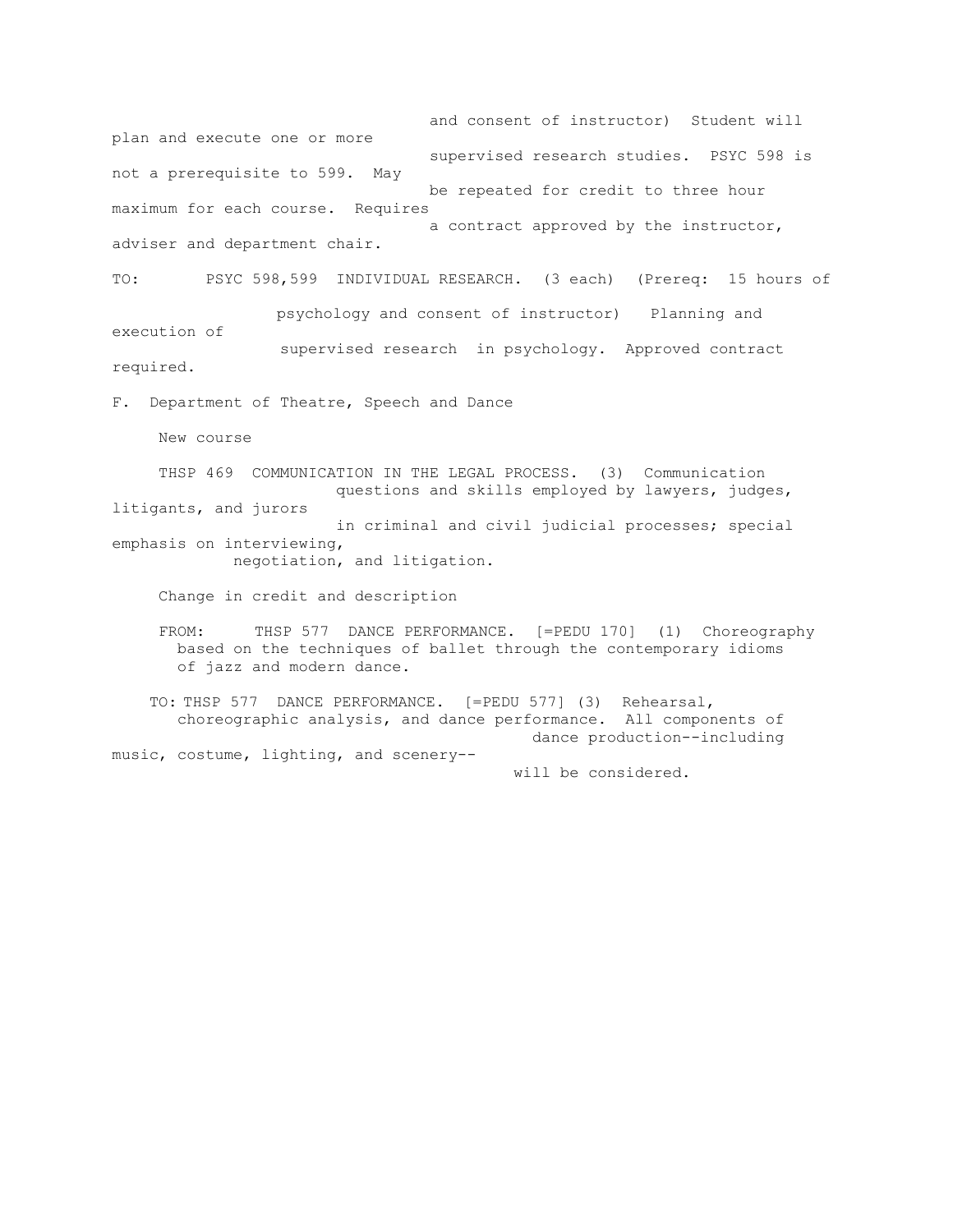and consent of instructor) Student will plan and execute one or more supervised research studies. PSYC 598 is not a prerequisite to 599. May be repeated for credit to three hour maximum for each course. Requires a contract approved by the instructor, adviser and department chair.

TO: PSYC 598,599 INDIVIDUAL RESEARCH. (3 each) (Prereq: 15 hours of psychology and consent of instructor) Planning and execution of supervised research in psychology. Approved contract required.

F. Department of Theatre, Speech and Dance

New course

THSP 469 COMMUNICATION IN THE LEGAL PROCESS. (3) Communication questions and skills employed by lawyers, judges, litigants, and jurors in criminal and civil judicial processes; special emphasis on interviewing, negotiation, and litigation.

Change in credit and description

FROM: THSP 577 DANCE PERFORMANCE. [=PEDU 170] (1) Choreography based on the techniques of ballet through the contemporary idioms of jazz and modern dance.

TO: THSP 577 DANCE PERFORMANCE. [=PEDU 577] (3) Rehearsal, choreographic analysis, and dance performance. All components of dance production--including music, costume, lighting, and scenery--will be considered.